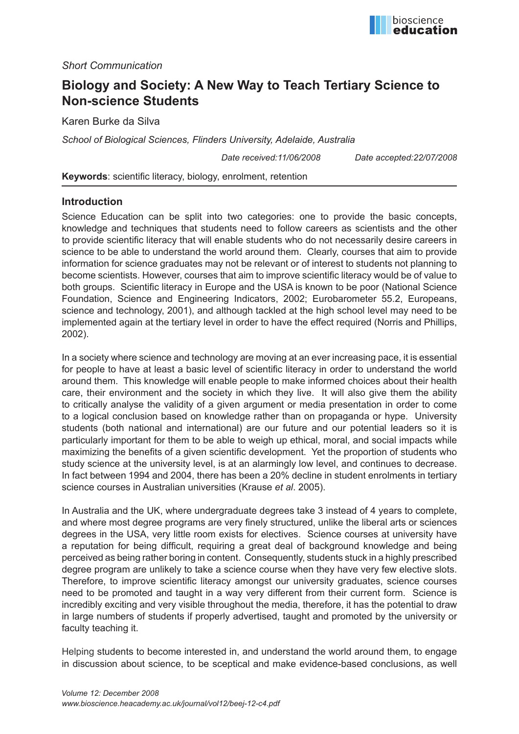*Short Communication*

# Biology and Society: A New Way to Teach Tertiary Science to Non-science Students

Karen Burke da Silva

*School of Biological Sciences, Flinders University, Adelaide, Australia*

*Date received:11/06/2008* *Date accepted:22/07/2008*

**Keywords**: scientific literacy, biology, enrolment, retention

## Introduction

Science Education can be split into two categories: one to provide the basic concepts, knowledge and techniques that students need to follow careers as scientists and the other to provide scientific literacy that will enable students who do not necessarily desire careers in science to be able to understand the world around them. Clearly, courses that aim to provide information for science graduates may not be relevant or of interest to students not planning to become scientists. However, courses that aim to improve scientific literacy would be of value to both groups. Scientific literacy in Europe and the USA is known to be poor (National Science Foundation, Science and Engineering Indicators, 2002; Eurobarometer 55.2, Europeans, science and technology, 2001), and although tackled at the high school level may need to be implemented again at the tertiary level in order to have the effect required (Norris and Phillips, 2002).

In a society where science and technology are moving at an ever increasing pace, it is essential for people to have at least a basic level of scientific literacy in order to understand the world around them. This knowledge will enable people to make informed choices about their health care, their environment and the society in which they live. It will also give them the ability to critically analyse the validity of a given argument or media presentation in order to come to a logical conclusion based on knowledge rather than on propaganda or hype. University students (both national and international) are our future and our potential leaders so it is particularly important for them to be able to weigh up ethical, moral, and social impacts while maximizing the benefits of a given scientific development. Yet the proportion of students who study science at the university level, is at an alarmingly low level, and continues to decrease. In fact between 1994 and 2004, there has been a 20% decline in student enrolments in tertiary science courses in Australian universities (Krause *et al*. 2005).

In Australia and the UK, where undergraduate degrees take 3 instead of 4 years to complete, and where most degree programs are very finely structured, unlike the liberal arts or sciences degrees in the USA, very little room exists for electives. Science courses at university have a reputation for being difficult, requiring a great deal of background knowledge and being perceived as being rather boring in content. Consequently, students stuck in a highly prescribed degree program are unlikely to take a science course when they have very few elective slots. Therefore, to improve scientific literacy amongst our university graduates, science courses need to be promoted and taught in a way very different from their current form. Science is incredibly exciting and very visible throughout the media, therefore, it has the potential to draw in large numbers of students if properly advertised, taught and promoted by the university or faculty teaching it.

Helping students to become interested in, and understand the world around them, to engage in discussion about science, to be sceptical and make evidence-based conclusions, as well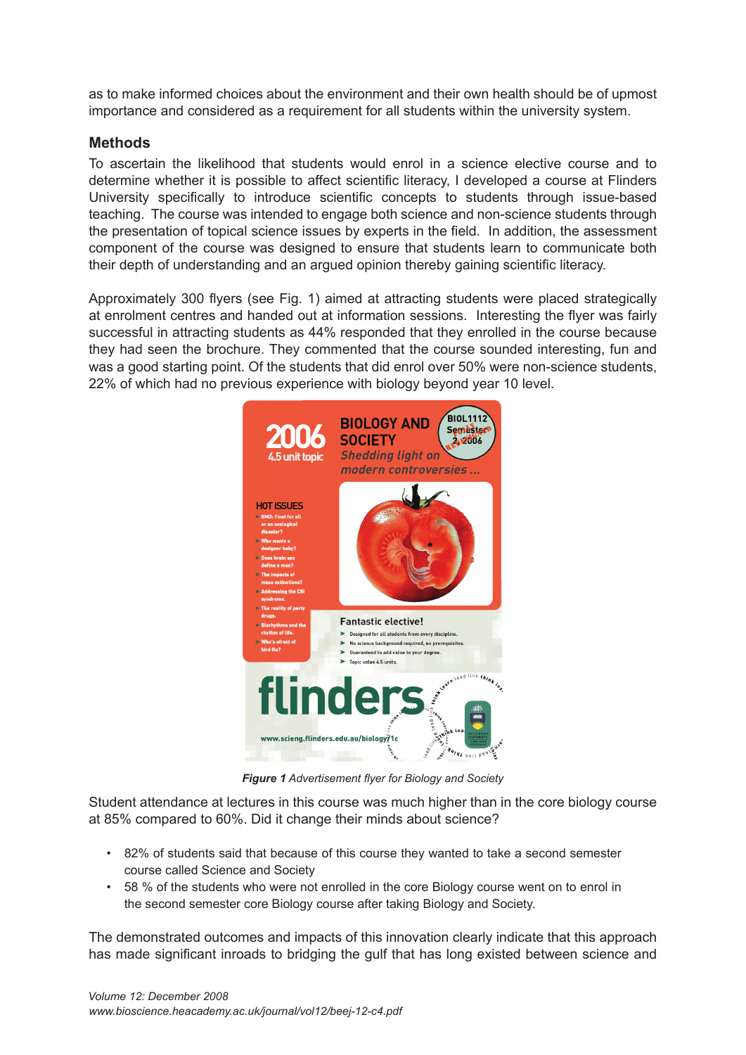as to make informed choices about the environment and their own health should be of upmost importance and considered as a requirement for all students within the university system.

## Methods

To ascertain the likelihood that students would enrol in a science elective course and to determine whether it is possible to affect scientific literacy, I developed a course at Flinders University specifically to introduce scientific concepts to students through issue-based teaching. The course was intended to engage both science and non-science students through the presentation of topical science issues by experts in the field. In addition, the assessment component of the course was designed to ensure that students learn to communicate both their depth of understanding and an argued opinion thereby gaining scientific literacy.

Approximately 300 flyers (see Fig. 1) aimed at attracting students were placed strategically at enrolment centres and handed out at information sessions. Interesting the flyer was fairly successful in attracting students as 44% responded that they enrolled in the course because they had seen the brochure. They commented that the course sounded interesting, fun and was a good starting point. Of the students that did enrol over 50% were non-science students, 22% of which had no previous experience with biology beyond year 10 level.

***Figure 1*** *Advertisement flyer for Biology and Society*

Student attendance at lectures in this course was much higher than in the core biology course at 85% compared to 60%. Did it change their minds about science?

- 82% of students said that because of this course they wanted to take a second semester course called Science and Society
- 58 % of the students who were not enrolled in the core Biology course went on to enrol in the second semester core Biology course after taking Biology and Society.

The demonstrated outcomes and impacts of this innovation clearly indicate that this approach has made significant inroads to bridging the gulf that has long existed between science and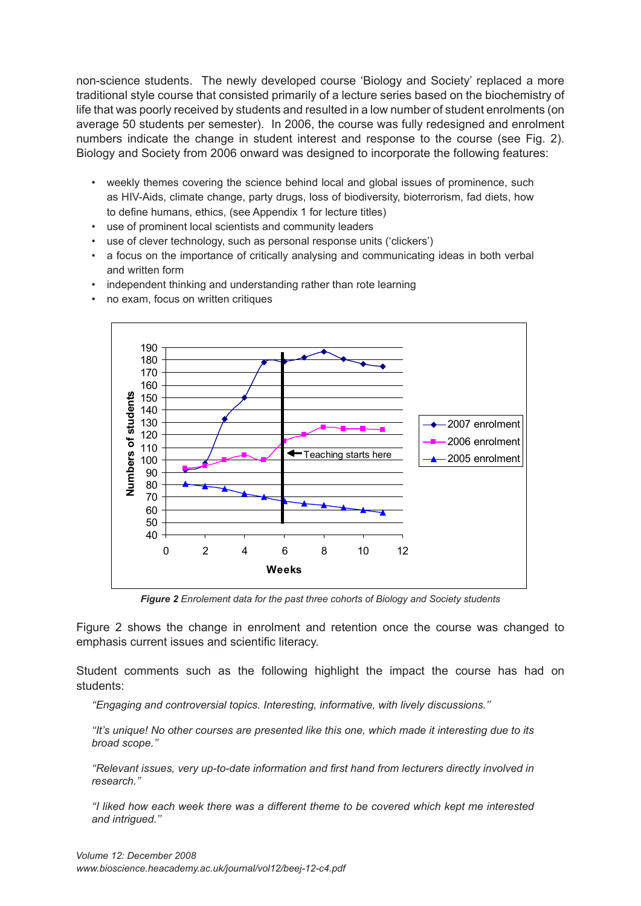non-science students. The newly developed course 'Biology and Society' replaced a more traditional style course that consisted primarily of a lecture series based on the biochemistry of life that was poorly received by students and resulted in a low number of student enrolments (on average 50 students per semester). In 2006, the course was fully redesigned and enrolment numbers indicate the change in student interest and response to the course (see Fig. 2). Biology and Society from 2006 onward was designed to incorporate the following features:

- weekly themes covering the science behind local and global issues of prominence, such as HIV-Aids, climate change, party drugs, loss of biodiversity, bioterrorism, fad diets, how to define humans, ethics, (see Appendix 1 for lecture titles)
- use of prominent local scientists and community leaders
- use of clever technology, such as personal response units ('clickers')
- a focus on the importance of critically analysing and communicating ideas in both verbal and written form
- independent thinking and understanding rather than rote learning
- no exam, focus on written critiques

***Figure 2*** *Enrolement data for the past three cohorts of Biology and Society students*

Figure 2 shows the change in enrolment and retention once the course was changed to emphasis current issues and scientific literacy.

Student comments such as the following highlight the impact the course has had on students:

*"Engaging and controversial topics. Interesting, informative, with lively discussions."*

*"It's unique! No other courses are presented like this one, which made it interesting due to its broad scope."*

*"Relevant issues, very up-to-date information and first hand from lecturers directly involved in research."*

*"I liked how each week there was a different theme to be covered which kept me interested and intrigued."*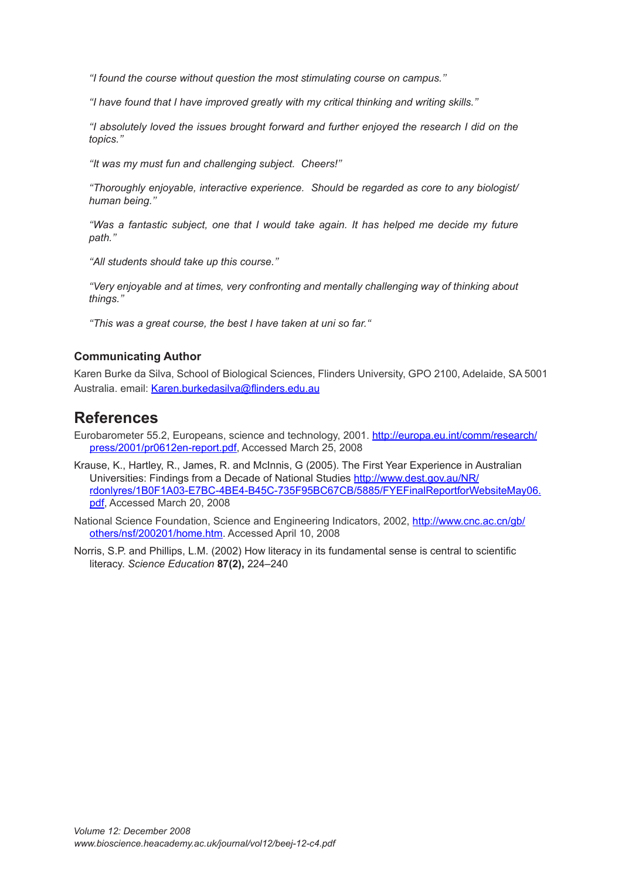*"I found the course without question the most stimulating course on campus."*

*"I have found that I have improved greatly with my critical thinking and writing skills."*

*"I absolutely loved the issues brought forward and further enjoyed the research I did on the topics."*

*"It was my must fun and challenging subject. Cheers!"*

*"Thoroughly enjoyable, interactive experience. Should be regarded as core to any biologist/ human being."*

*"Was a fantastic subject, one that I would take again. It has helped me decide my future path."*

*"All students should take up this course."*

*"Very enjoyable and at times, very confronting and mentally challenging way of thinking about things."*

*"This was a great course, the best I have taken at uni so far."*

### Communicating Author

Karen Burke da Silva, School of Biological Sciences, Flinders University, GPO 2100, Adelaide, SA 5001 Australia. email: Karen.burkedasilva@flinders.edu.au

## References

Eurobarometer 55.2, Europeans, science and technology, 2001. http://europa.eu.int/comm/research/press/2001/pr0612en-report.pdf, Accessed March 25, 2008

Krause, K., Hartley, R., James, R. and McInnis, G (2005). The First Year Experience in Australian Universities: Findings from a Decade of National Studies http://www.dest.gov.au/NR/rdonlyres/1B0F1A03-E7BC-4BE4-B45C-735F95BC67CB/5885/FYEFinalReportforWebsiteMay06.pdf, Accessed March 20, 2008

National Science Foundation, Science and Engineering Indicators, 2002, http://www.cnc.ac.cn/gb/others/nsf/200201/home.htm. Accessed April 10, 2008

Norris, S.P. and Phillips, L.M. (2002) How literacy in its fundamental sense is central to scientific literacy. *Science Education* **87(2),** 224–240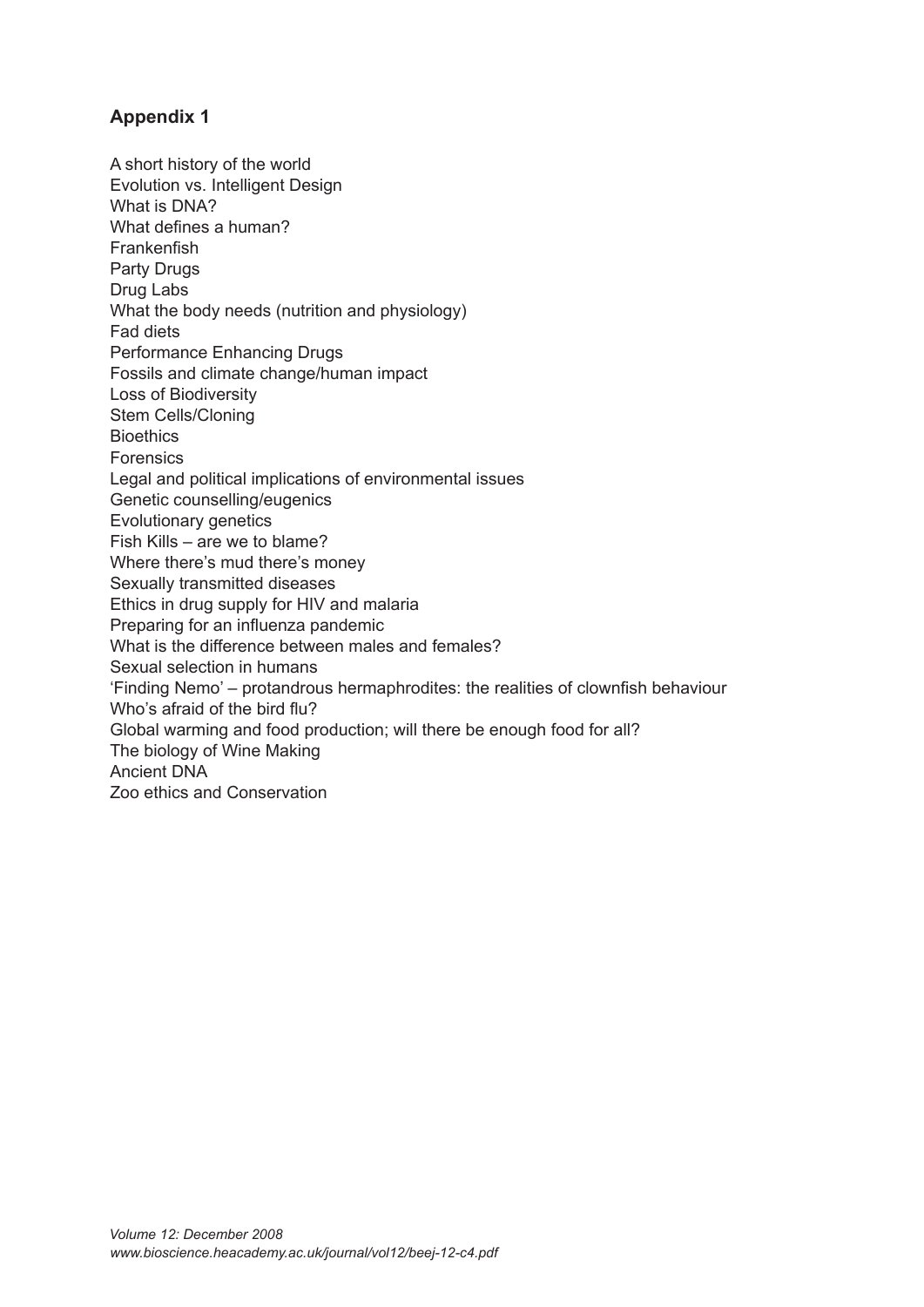## Appendix 1

A short history of the world
Evolution vs. Intelligent Design
What is DNA?
What defines a human?
Frankenfish
Party Drugs
Drug Labs
What the body needs (nutrition and physiology)
Fad diets
Performance Enhancing Drugs
Fossils and climate change/human impact
Loss of Biodiversity
Stem Cells/Cloning
Bioethics
Forensics
Legal and political implications of environmental issues
Genetic counselling/eugenics
Evolutionary genetics
Fish Kills – are we to blame?
Where there's mud there's money
Sexually transmitted diseases
Ethics in drug supply for HIV and malaria
Preparing for an influenza pandemic
What is the difference between males and females?
Sexual selection in humans
'Finding Nemo' – protandrous hermaphrodites: the realities of clownfish behaviour
Who's afraid of the bird flu?
Global warming and food production; will there be enough food for all?
The biology of Wine Making
Ancient DNA
Zoo ethics and Conservation